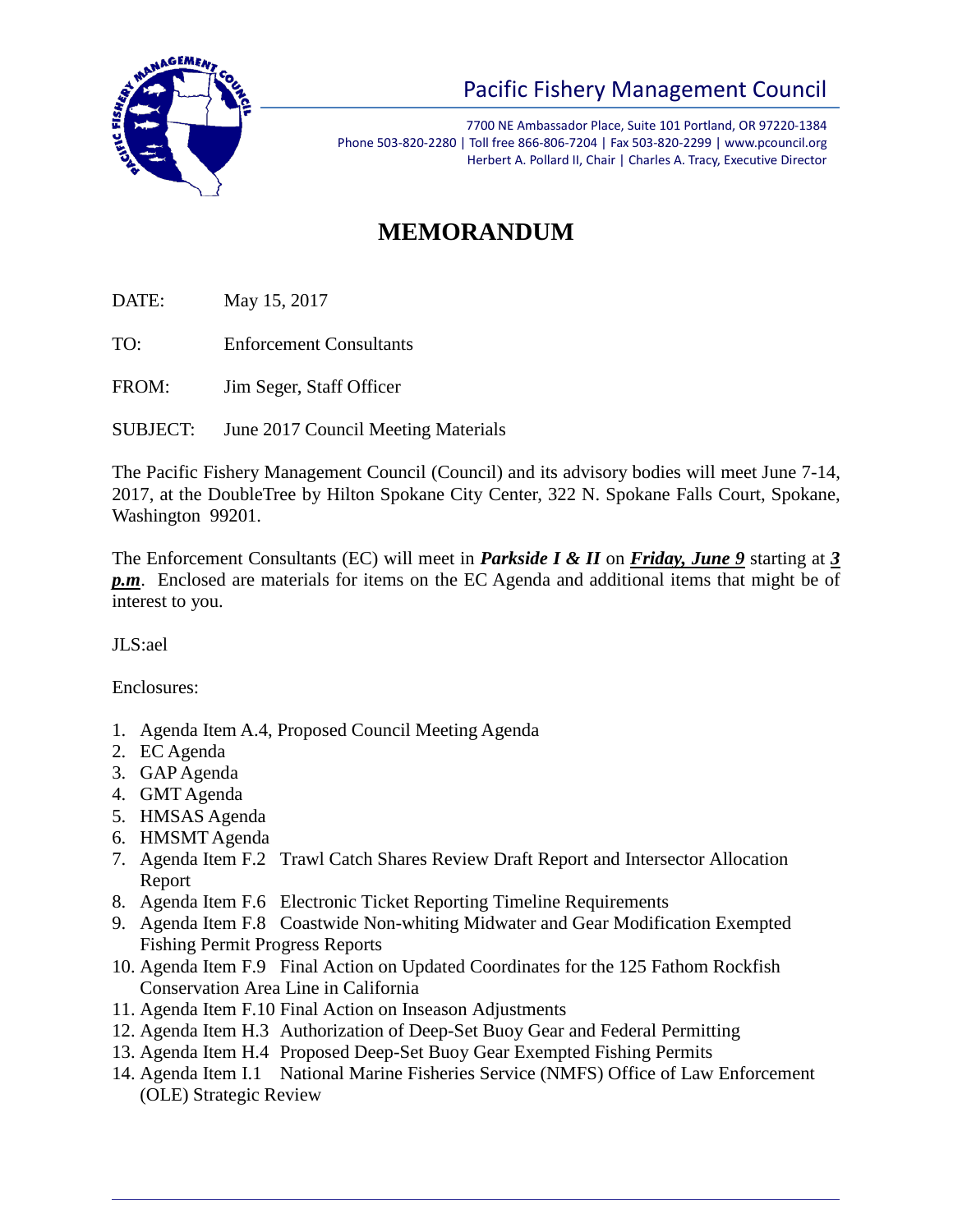# Pacific Fishery Management Council

7700 NE Ambassador Place, Suite 101 Portland, OR 97220-1384
Phone 503-820-2280 | Toll free 866-806-7204 | Fax 503-820-2299 | www.pcouncil.org
Herbert A. Pollard II, Chair | Charles A. Tracy, Executive Director

## MEMORANDUM

DATE: May 15, 2017

TO: Enforcement Consultants

FROM: Jim Seger, Staff Officer

SUBJECT: June 2017 Council Meeting Materials

The Pacific Fishery Management Council (Council) and its advisory bodies will meet June 7-14, 2017, at the DoubleTree by Hilton Spokane City Center, 322 N. Spokane Falls Court, Spokane, Washington 99201.

The Enforcement Consultants (EC) will meet in ***Parkside I & II*** on ***Friday, June 9*** starting at ***3 p.m***. Enclosed are materials for items on the EC Agenda and additional items that might be of interest to you.

JLS:ael

Enclosures:

1. Agenda Item A.4, Proposed Council Meeting Agenda
2. EC Agenda
3. GAP Agenda
4. GMT Agenda
5. HMSAS Agenda
6. HMSMT Agenda
7. Agenda Item F.2 Trawl Catch Shares Review Draft Report and Intersector Allocation Report
8. Agenda Item F.6 Electronic Ticket Reporting Timeline Requirements
9. Agenda Item F.8 Coastwide Non-whiting Midwater and Gear Modification Exempted Fishing Permit Progress Reports
10. Agenda Item F.9 Final Action on Updated Coordinates for the 125 Fathom Rockfish Conservation Area Line in California
11. Agenda Item F.10 Final Action on Inseason Adjustments
12. Agenda Item H.3 Authorization of Deep-Set Buoy Gear and Federal Permitting
13. Agenda Item H.4 Proposed Deep-Set Buoy Gear Exempted Fishing Permits
14. Agenda Item I.1 National Marine Fisheries Service (NMFS) Office of Law Enforcement (OLE) Strategic Review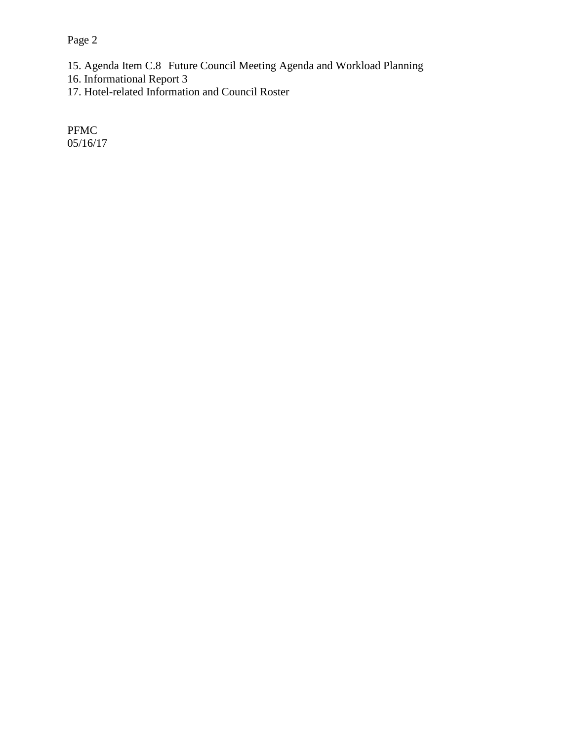15. Agenda Item C.8 Future Council Meeting Agenda and Workload Planning
16. Informational Report 3
17. Hotel-related Information and Council Roster

PFMC
05/16/17